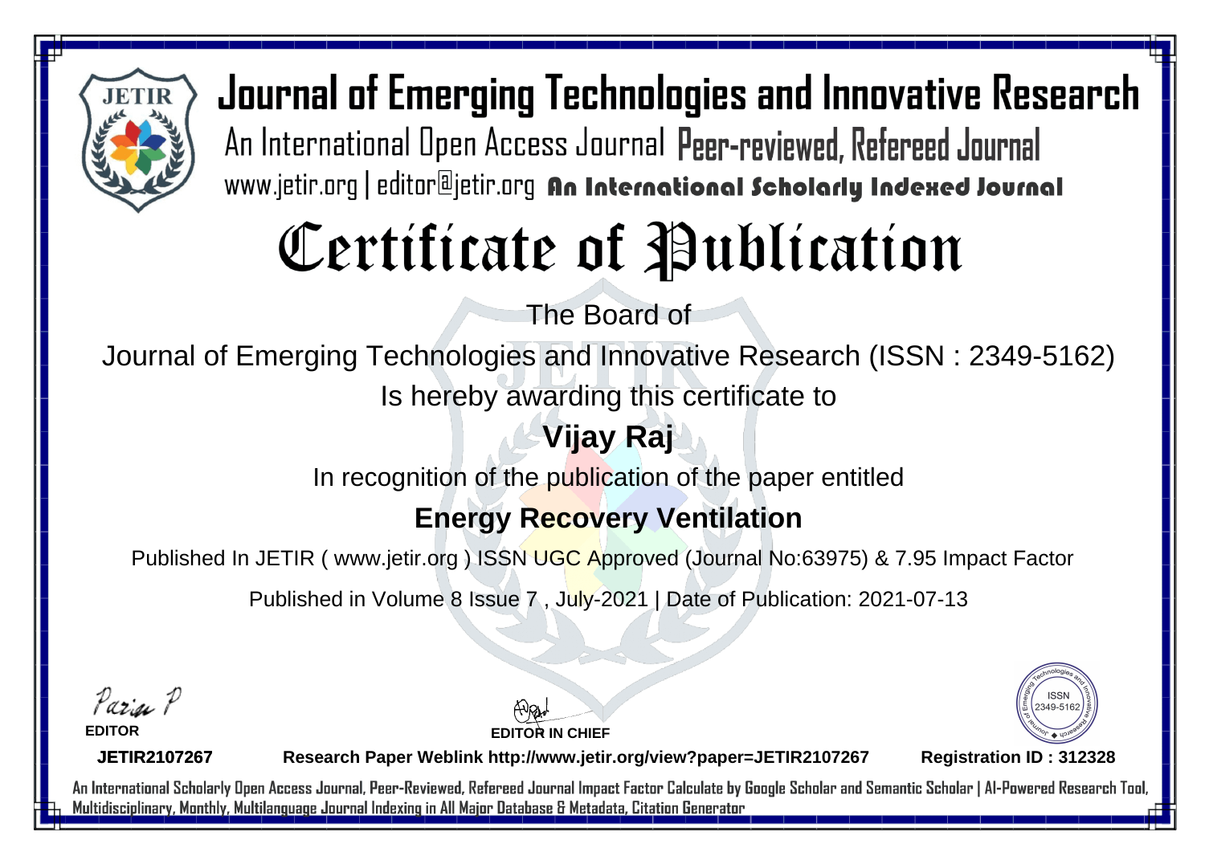# Journal of Emerging Technologies and Innovative Research

An International Open Access Journal Peer-reviewed, Refereed Journal

www.jetir.org | editor@jetir.org An International Scholarly Indexed Journal

# Certificate of Publication

The Board of

Journal of Emerging Technologies and Innovative Research (ISSN : 2349-5162)

Is hereby awarding this certificate to

**Vijay Raj**

In recognition of the publication of the paper entitled

**Energy Recovery Ventilation**

Published In JETIR ( www.jetir.org ) ISSN UGC Approved (Journal No:63975) & 7.95 Impact Factor

Published in Volume 8 Issue 7 , July-2021 | Date of Publication: 2021-07-13

**EDITOR**

**EDITOR IN CHIEF**

**JETIR2107267**

**Research Paper Weblink http://www.jetir.org/view?paper=JETIR2107267**

**Registration ID : 312328**

An International Scholarly Open Access Journal, Peer-Reviewed, Refereed Journal Impact Factor Calculate by Google Scholar and Semantic Scholar | AI-Powered Research Tool, Multidisciplinary, Monthly, Multilanguage Journal Indexing in All Major Database & Metadata, Citation Generator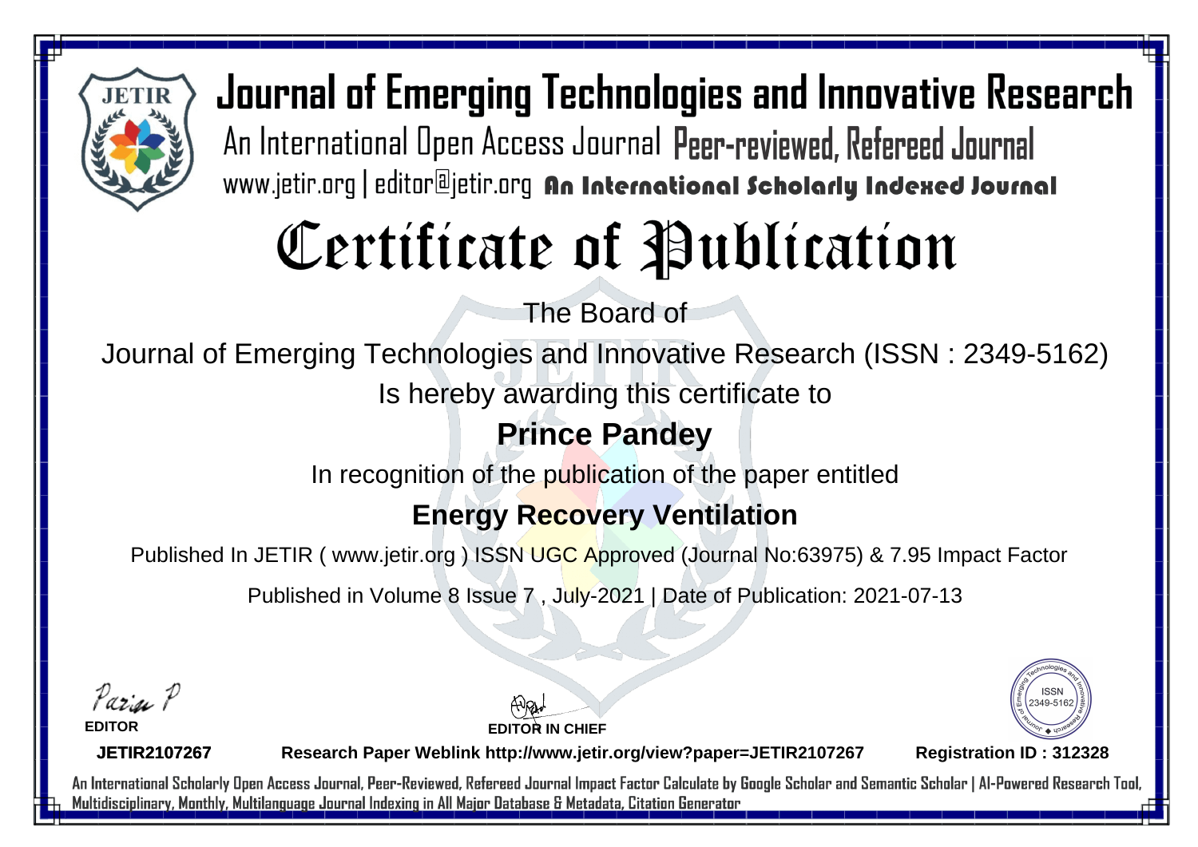# Journal of Emerging Technologies and Innovative Research

An International Open Access Journal Peer-reviewed, Refereed Journal

www.jetir.org | editor@jetir.org An International Scholarly Indexed Journal

# Certificate of Publication

The Board of

Journal of Emerging Technologies and Innovative Research (ISSN : 2349-5162)

Is hereby awarding this certificate to

## Prince Pandey

In recognition of the publication of the paper entitled

## Energy Recovery Ventilation

Published In JETIR ( www.jetir.org ) ISSN UGC Approved (Journal No:63975) & 7.95 Impact Factor

Published in Volume 8 Issue 7 , July-2021 | Date of Publication: 2021-07-13

**EDITOR**

**EDITOR IN CHIEF**

ISSN 2349-5162

**JETIR2107267** **Research Paper Weblink http://www.jetir.org/view?paper=JETIR2107267** **Registration ID : 312328**

An International Scholarly Open Access Journal, Peer-Reviewed, Refereed Journal Impact Factor Calculate by Google Scholar and Semantic Scholar | AI-Powered Research Tool, Multidisciplinary, Monthly, Multilanguage Journal Indexing in All Major Database & Metadata, Citation Generator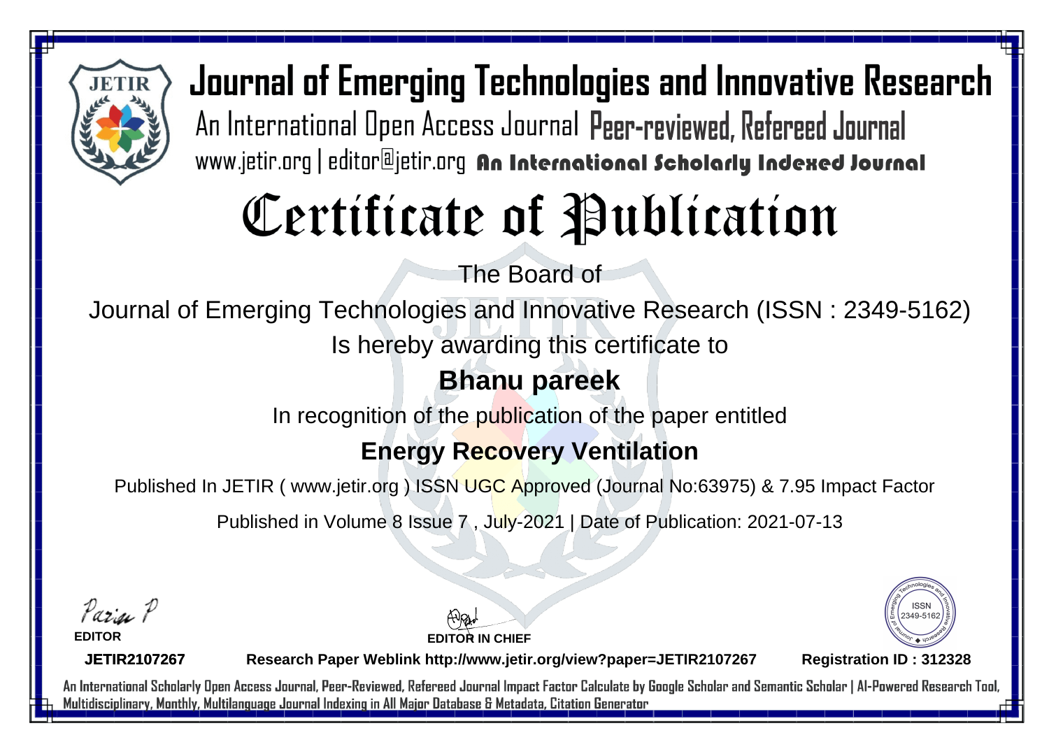# Journal of Emerging Technologies and Innovative Research

An International Open Access Journal Peer-reviewed, Refereed Journal

www.jetir.org | editor@jetir.org An International Scholarly Indexed Journal

# Certificate of Publication

The Board of

Journal of Emerging Technologies and Innovative Research (ISSN : 2349-5162)

Is hereby awarding this certificate to

## Bhanu pareek

In recognition of the publication of the paper entitled

## Energy Recovery Ventilation

Published In JETIR ( www.jetir.org ) ISSN UGC Approved (Journal No:63975) & 7.95 Impact Factor

Published in Volume 8 Issue 7 , July-2021 | Date of Publication: 2021-07-13

**EDITOR**

**EDITOR IN CHIEF**

ISSN 2349-5162

**JETIR2107267** **Research Paper Weblink http://www.jetir.org/view?paper=JETIR2107267** **Registration ID : 312328**

An International Scholarly Open Access Journal, Peer-Reviewed, Refereed Journal Impact Factor Calculate by Google Scholar and Semantic Scholar | AI-Powered Research Tool, Multidisciplinary, Monthly, Multilanguage Journal Indexing in All Major Database & Metadata, Citation Generator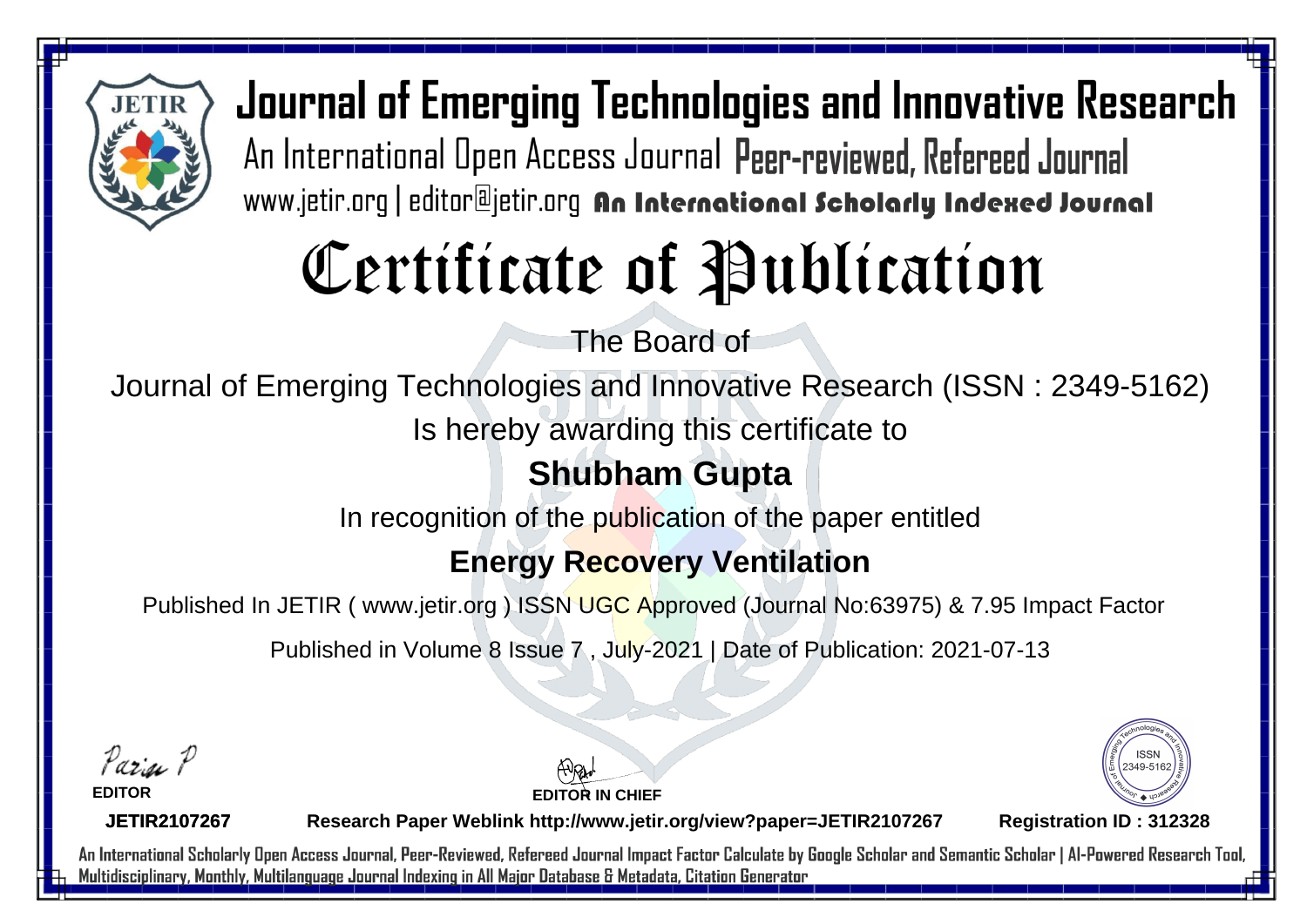# Journal of Emerging Technologies and Innovative Research

An International Open Access Journal Peer-reviewed, Refereed Journal

www.jetir.org | editor@jetir.org An International Scholarly Indexed Journal

# Certificate of Publication

The Board of

Journal of Emerging Technologies and Innovative Research (ISSN : 2349-5162)

Is hereby awarding this certificate to

## Shubham Gupta

In recognition of the publication of the paper entitled

## Energy Recovery Ventilation

Published In JETIR ( www.jetir.org ) ISSN UGC Approved (Journal No:63975) & 7.95 Impact Factor

Published in Volume 8 Issue 7 , July-2021 | Date of Publication: 2021-07-13

**EDITOR**

**EDITOR IN CHIEF**

ISSN 2349-5162

**JETIR2107267**

**Research Paper Weblink http://www.jetir.org/view?paper=JETIR2107267**

**Registration ID : 312328**

An International Scholarly Open Access Journal, Peer-Reviewed, Refereed Journal Impact Factor Calculate by Google Scholar and Semantic Scholar | AI-Powered Research Tool, Multidisciplinary, Monthly, Multilanguage Journal Indexing in All Major Database & Metadata, Citation Generator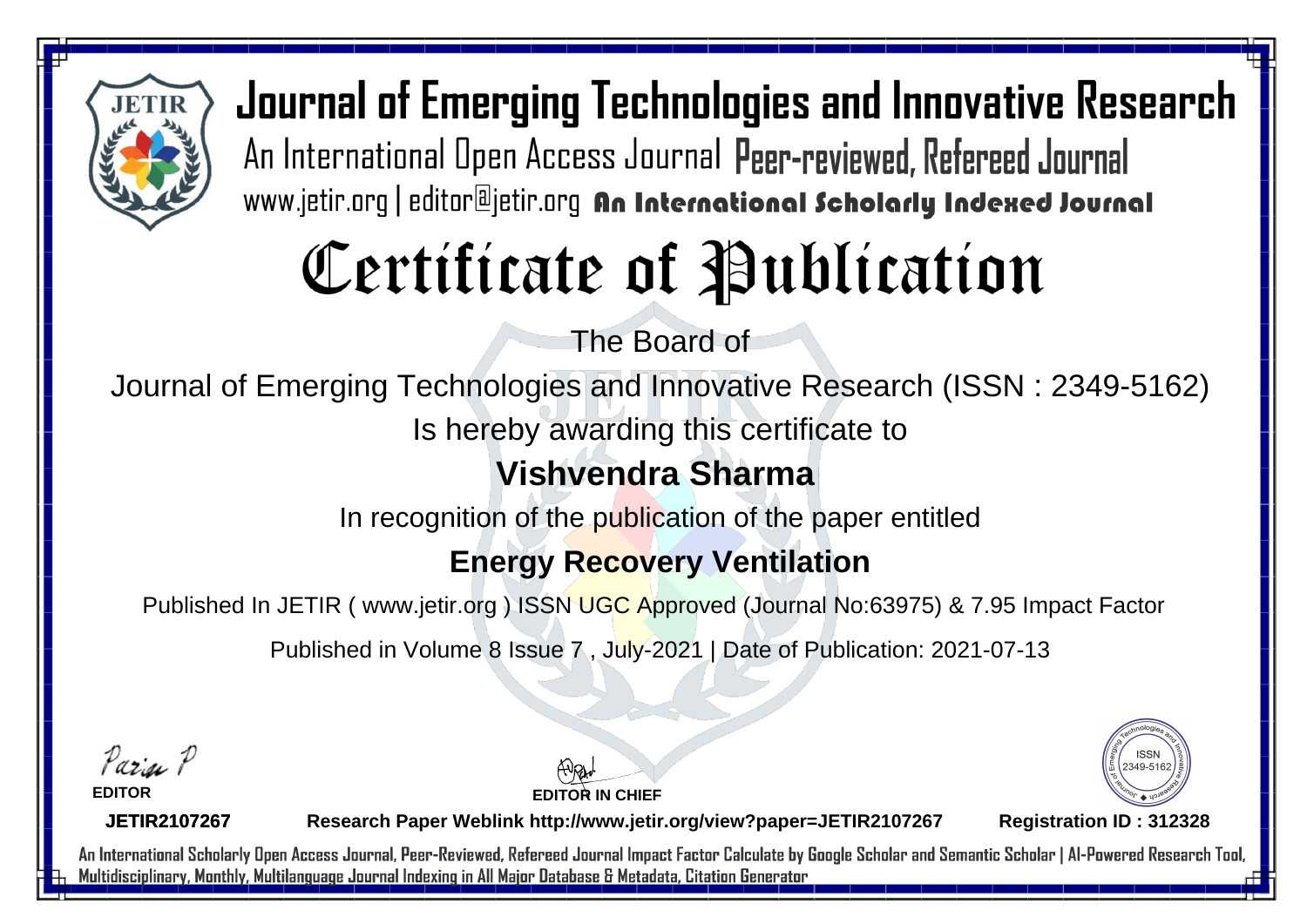# Journal of Emerging Technologies and Innovative Research

An International Open Access Journal Peer-reviewed, Refereed Journal

www.jetir.org | editor@jetir.org **An International Scholarly Indexed Journal**

# Certificate of Publication

The Board of

Journal of Emerging Technologies and Innovative Research (ISSN : 2349-5162)

Is hereby awarding this certificate to

## Vishvendra Sharma

In recognition of the publication of the paper entitled

## Energy Recovery Ventilation

Published In JETIR ( www.jetir.org ) ISSN UGC Approved (Journal No:63975) & 7.95 Impact Factor

Published in Volume 8 Issue 7 , July-2021 | Date of Publication: 2021-07-13

**EDITOR**

**EDITOR IN CHIEF**

ISSN 2349-5162

**JETIR2107267** **Research Paper Weblink http://www.jetir.org/view?paper=JETIR2107267** **Registration ID : 312328**

An International Scholarly Open Access Journal, Peer-Reviewed, Refereed Journal Impact Factor Calculate by Google Scholar and Semantic Scholar | AI-Powered Research Tool, Multidisciplinary, Monthly, Multilanguage Journal Indexing in All Major Database & Metadata, Citation Generator